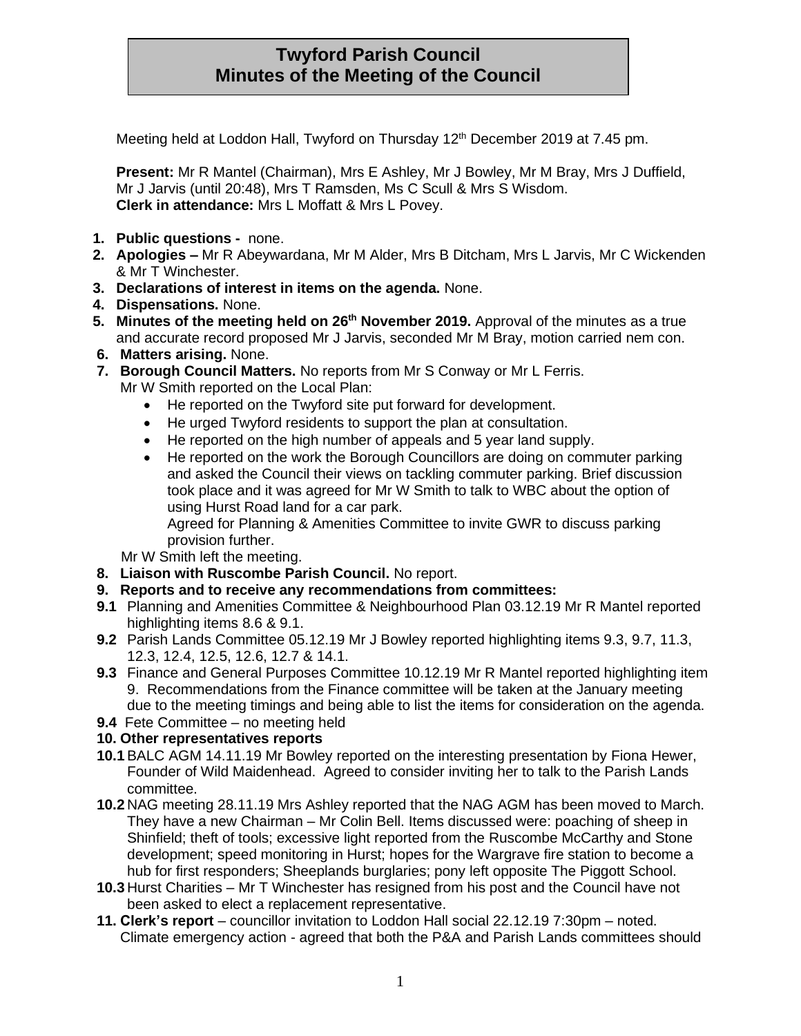# Twyford Parish Council
# Minutes of the Meeting of the Council

Meeting held at Loddon Hall, Twyford on Thursday 12th December 2019 at 7.45 pm.

**Present:** Mr R Mantel (Chairman), Mrs E Ashley, Mr J Bowley, Mr M Bray, Mrs J Duffield, Mr J Jarvis (until 20:48), Mrs T Ramsden, Ms C Scull & Mrs S Wisdom.
**Clerk in attendance:** Mrs L Moffatt & Mrs L Povey.

1. **Public questions -** none.
2. **Apologies –** Mr R Abeywardana, Mr M Alder, Mrs B Ditcham, Mrs L Jarvis, Mr C Wickenden & Mr T Winchester.
3. **Declarations of interest in items on the agenda.** None.
4. **Dispensations.** None.
5. **Minutes of the meeting held on 26th November 2019.** Approval of the minutes as a true and accurate record proposed Mr J Jarvis, seconded Mr M Bray, motion carried nem con.
6. **Matters arising.** None.
7. **Borough Council Matters.** No reports from Mr S Conway or Mr L Ferris.
   Mr W Smith reported on the Local Plan:
   - He reported on the Twyford site put forward for development.
   - He urged Twyford residents to support the plan at consultation.
   - He reported on the high number of appeals and 5 year land supply.
   - He reported on the work the Borough Councillors are doing on commuter parking and asked the Council their views on tackling commuter parking. Brief discussion took place and it was agreed for Mr W Smith to talk to WBC about the option of using Hurst Road land for a car park.
     Agreed for Planning & Amenities Committee to invite GWR to discuss parking provision further.

   Mr W Smith left the meeting.
8. **Liaison with Ruscombe Parish Council.** No report.
9. **Reports and to receive any recommendations from committees:**

**9.1** Planning and Amenities Committee & Neighbourhood Plan 03.12.19 Mr R Mantel reported highlighting items 8.6 & 9.1.

**9.2** Parish Lands Committee 05.12.19 Mr J Bowley reported highlighting items 9.3, 9.7, 11.3, 12.3, 12.4, 12.5, 12.6, 12.7 & 14.1.

**9.3** Finance and General Purposes Committee 10.12.19 Mr R Mantel reported highlighting item 9. Recommendations from the Finance committee will be taken at the January meeting due to the meeting timings and being able to list the items for consideration on the agenda.

**9.4** Fete Committee – no meeting held

**10. Other representatives reports**

**10.1** BALC AGM 14.11.19 Mr Bowley reported on the interesting presentation by Fiona Hewer, Founder of Wild Maidenhead. Agreed to consider inviting her to talk to the Parish Lands committee.

**10.2** NAG meeting 28.11.19 Mrs Ashley reported that the NAG AGM has been moved to March. They have a new Chairman – Mr Colin Bell. Items discussed were: poaching of sheep in Shinfield; theft of tools; excessive light reported from the Ruscombe McCarthy and Stone development; speed monitoring in Hurst; hopes for the Wargrave fire station to become a hub for first responders; Sheeplands burglaries; pony left opposite The Piggott School.

**10.3** Hurst Charities – Mr T Winchester has resigned from his post and the Council have not been asked to elect a replacement representative.

**11. Clerk's report** – councillor invitation to Loddon Hall social 22.12.19 7:30pm – noted.
Climate emergency action - agreed that both the P&A and Parish Lands committees should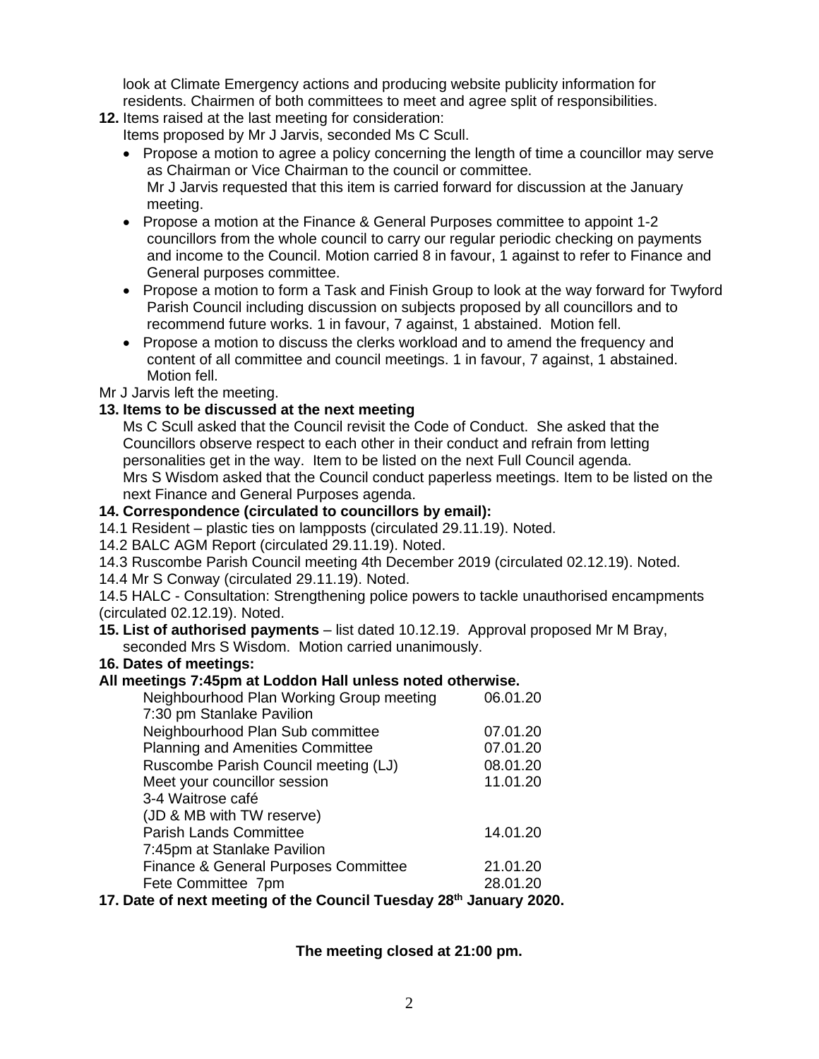look at Climate Emergency actions and producing website publicity information for residents. Chairmen of both committees to meet and agree split of responsibilities.

**12.** Items raised at the last meeting for consideration:
Items proposed by Mr J Jarvis, seconded Ms C Scull.

- Propose a motion to agree a policy concerning the length of time a councillor may serve as Chairman or Vice Chairman to the council or committee.
  Mr J Jarvis requested that this item is carried forward for discussion at the January meeting.
- Propose a motion at the Finance & General Purposes committee to appoint 1-2 councillors from the whole council to carry our regular periodic checking on payments and income to the Council. Motion carried 8 in favour, 1 against to refer to Finance and General purposes committee.
- Propose a motion to form a Task and Finish Group to look at the way forward for Twyford Parish Council including discussion on subjects proposed by all councillors and to recommend future works. 1 in favour, 7 against, 1 abstained. Motion fell.
- Propose a motion to discuss the clerks workload and to amend the frequency and content of all committee and council meetings. 1 in favour, 7 against, 1 abstained. Motion fell.

Mr J Jarvis left the meeting.

**13. Items to be discussed at the next meeting**

Ms C Scull asked that the Council revisit the Code of Conduct. She asked that the Councillors observe respect to each other in their conduct and refrain from letting personalities get in the way. Item to be listed on the next Full Council agenda.
Mrs S Wisdom asked that the Council conduct paperless meetings. Item to be listed on the next Finance and General Purposes agenda.

**14. Correspondence (circulated to councillors by email):**

14.1 Resident – plastic ties on lampposts (circulated 29.11.19). Noted.
14.2 BALC AGM Report (circulated 29.11.19). Noted.
14.3 Ruscombe Parish Council meeting 4th December 2019 (circulated 02.12.19). Noted.
14.4 Mr S Conway (circulated 29.11.19). Noted.
14.5 HALC - Consultation: Strengthening police powers to tackle unauthorised encampments (circulated 02.12.19). Noted.

**15. List of authorised payments** – list dated 10.12.19. Approval proposed Mr M Bray, seconded Mrs S Wisdom. Motion carried unanimously.

**16. Dates of meetings:**

**All meetings 7:45pm at Loddon Hall unless noted otherwise.**

| | |
|---|---|
| Neighbourhood Plan Working Group meeting<br>7:30 pm Stanlake Pavilion | 06.01.20 |
| Neighbourhood Plan Sub committee | 07.01.20 |
| Planning and Amenities Committee | 07.01.20 |
| Ruscombe Parish Council meeting (LJ) | 08.01.20 |
| Meet your councillor session<br>3-4 Waitrose café<br>(JD & MB with TW reserve) | 11.01.20 |
| Parish Lands Committee<br>7:45pm at Stanlake Pavilion | 14.01.20 |
| Finance & General Purposes Committee | 21.01.20 |
| Fete Committee 7pm | 28.01.20 |

**17. Date of next meeting of the Council Tuesday 28th January 2020.**

**The meeting closed at 21:00 pm.**